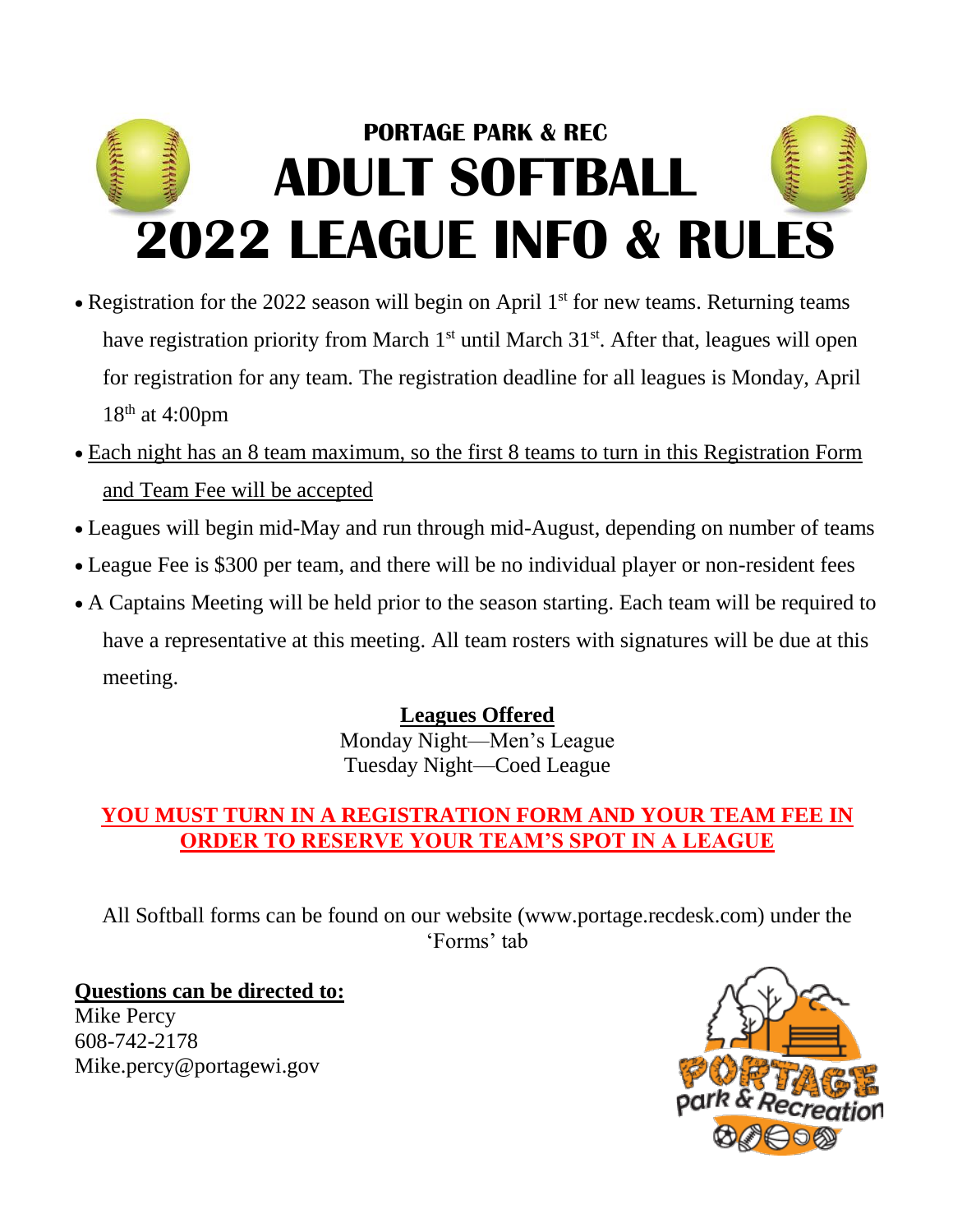# PORTAGE PARK & REC
# ADULT SOFTBALL
# 2022 LEAGUE INFO & RULES

- Registration for the 2022 season will begin on April 1st for new teams. Returning teams have registration priority from March 1st until March 31st. After that, leagues will open for registration for any team. The registration deadline for all leagues is Monday, April 18th at 4:00pm
- <u>Each night has an 8 team maximum, so the first 8 teams to turn in this Registration Form and Team Fee will be accepted</u>
- Leagues will begin mid-May and run through mid-August, depending on number of teams
- League Fee is $300 per team, and there will be no individual player or non-resident fees
- A Captains Meeting will be held prior to the season starting. Each team will be required to have a representative at this meeting. All team rosters with signatures will be due at this meeting.

**<u>Leagues Offered</u>**

Monday Night—Men's League

Tuesday Night—Coed League

**<u>YOU MUST TURN IN A REGISTRATION FORM AND YOUR TEAM FEE IN ORDER TO RESERVE YOUR TEAM'S SPOT IN A LEAGUE</u>**

All Softball forms can be found on our website (www.portage.recdesk.com) under the 'Forms' tab

**<u>Questions can be directed to:</u>**

Mike Percy

608-742-2178

Mike.percy@portagewi.gov

PORTAGE Park & Recreation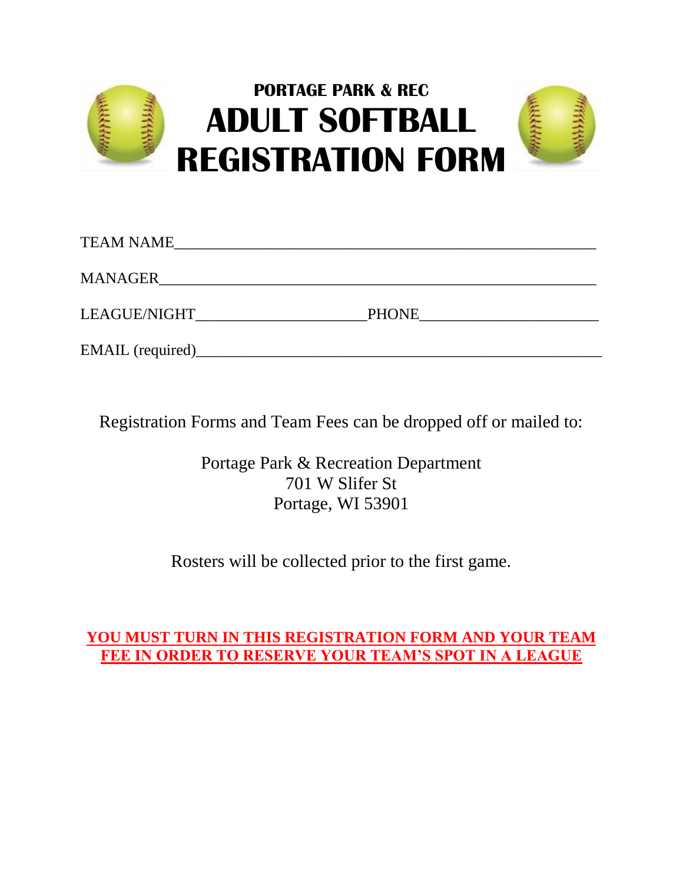**PORTAGE PARK & REC**

# ADULT SOFTBALL REGISTRATION FORM

TEAM NAME_______________________________________________________

MANAGER_________________________________________________________

LEAGUE/NIGHT_____________________PHONE______________________

EMAIL (required)__________________________________________________

Registration Forms and Team Fees can be dropped off or mailed to:

Portage Park & Recreation Department
701 W Slifer St
Portage, WI 53901

Rosters will be collected prior to the first game.

**YOU MUST TURN IN THIS REGISTRATION FORM AND YOUR TEAM FEE IN ORDER TO RESERVE YOUR TEAM'S SPOT IN A LEAGUE**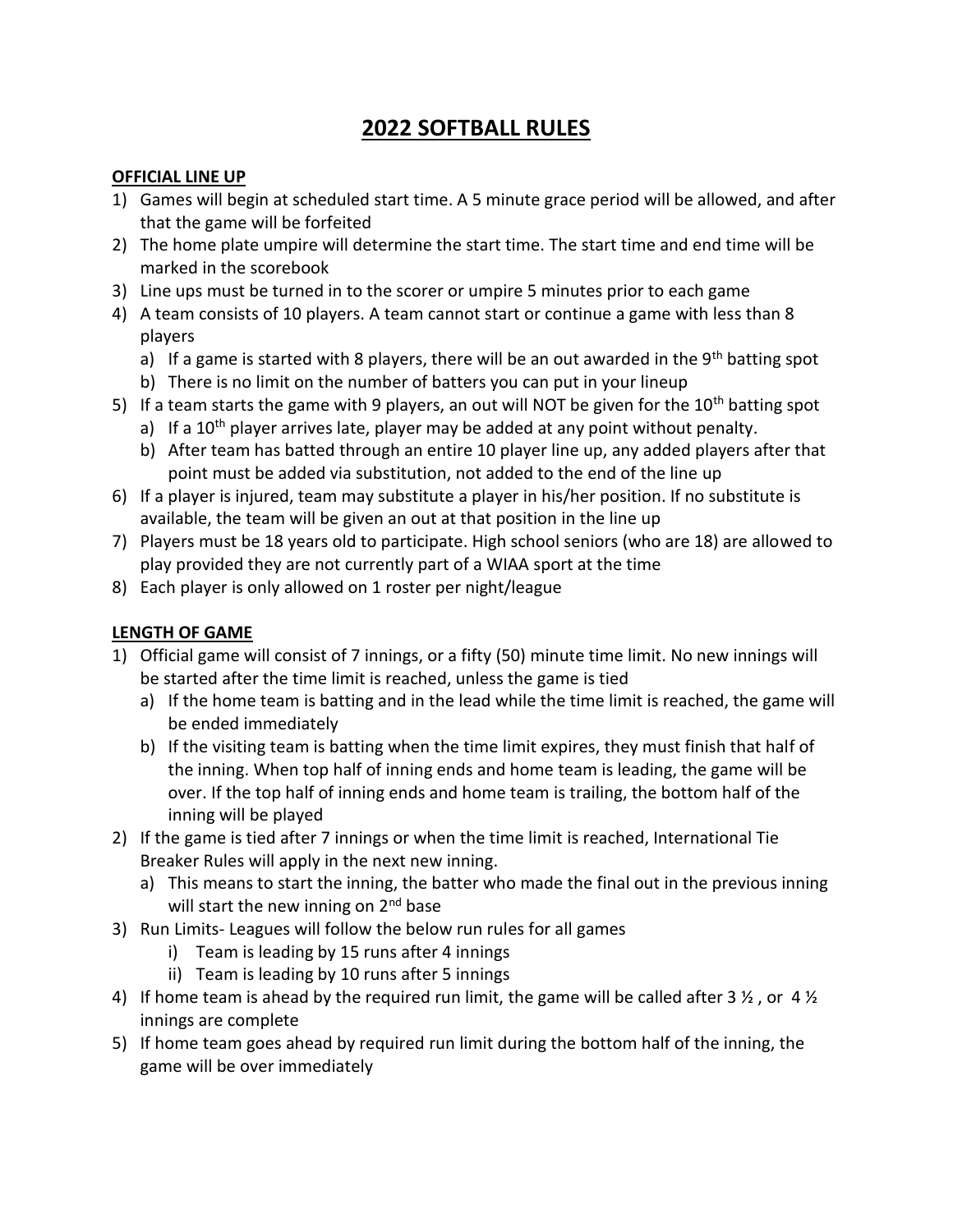# 2022 SOFTBALL RULES

**OFFICIAL LINE UP**

1) Games will begin at scheduled start time. A 5 minute grace period will be allowed, and after that the game will be forfeited
2) The home plate umpire will determine the start time. The start time and end time will be marked in the scorebook
3) Line ups must be turned in to the scorer or umpire 5 minutes prior to each game
4) A team consists of 10 players. A team cannot start or continue a game with less than 8 players
   a) If a game is started with 8 players, there will be an out awarded in the 9th batting spot
   b) There is no limit on the number of batters you can put in your lineup
5) If a team starts the game with 9 players, an out will NOT be given for the 10th batting spot
   a) If a 10th player arrives late, player may be added at any point without penalty.
   b) After team has batted through an entire 10 player line up, any added players after that point must be added via substitution, not added to the end of the line up
6) If a player is injured, team may substitute a player in his/her position. If no substitute is available, the team will be given an out at that position in the line up
7) Players must be 18 years old to participate. High school seniors (who are 18) are allowed to play provided they are not currently part of a WIAA sport at the time
8) Each player is only allowed on 1 roster per night/league

**LENGTH OF GAME**

1) Official game will consist of 7 innings, or a fifty (50) minute time limit. No new innings will be started after the time limit is reached, unless the game is tied
   a) If the home team is batting and in the lead while the time limit is reached, the game will be ended immediately
   b) If the visiting team is batting when the time limit expires, they must finish that half of the inning. When top half of inning ends and home team is leading, the game will be over. If the top half of inning ends and home team is trailing, the bottom half of the inning will be played
2) If the game is tied after 7 innings or when the time limit is reached, International Tie Breaker Rules will apply in the next new inning.
   a) This means to start the inning, the batter who made the final out in the previous inning will start the new inning on 2nd base
3) Run Limits- Leagues will follow the below run rules for all games
   i) Team is leading by 15 runs after 4 innings
   ii) Team is leading by 10 runs after 5 innings
4) If home team is ahead by the required run limit, the game will be called after 3 ½ , or 4 ½ innings are complete
5) If home team goes ahead by required run limit during the bottom half of the inning, the game will be over immediately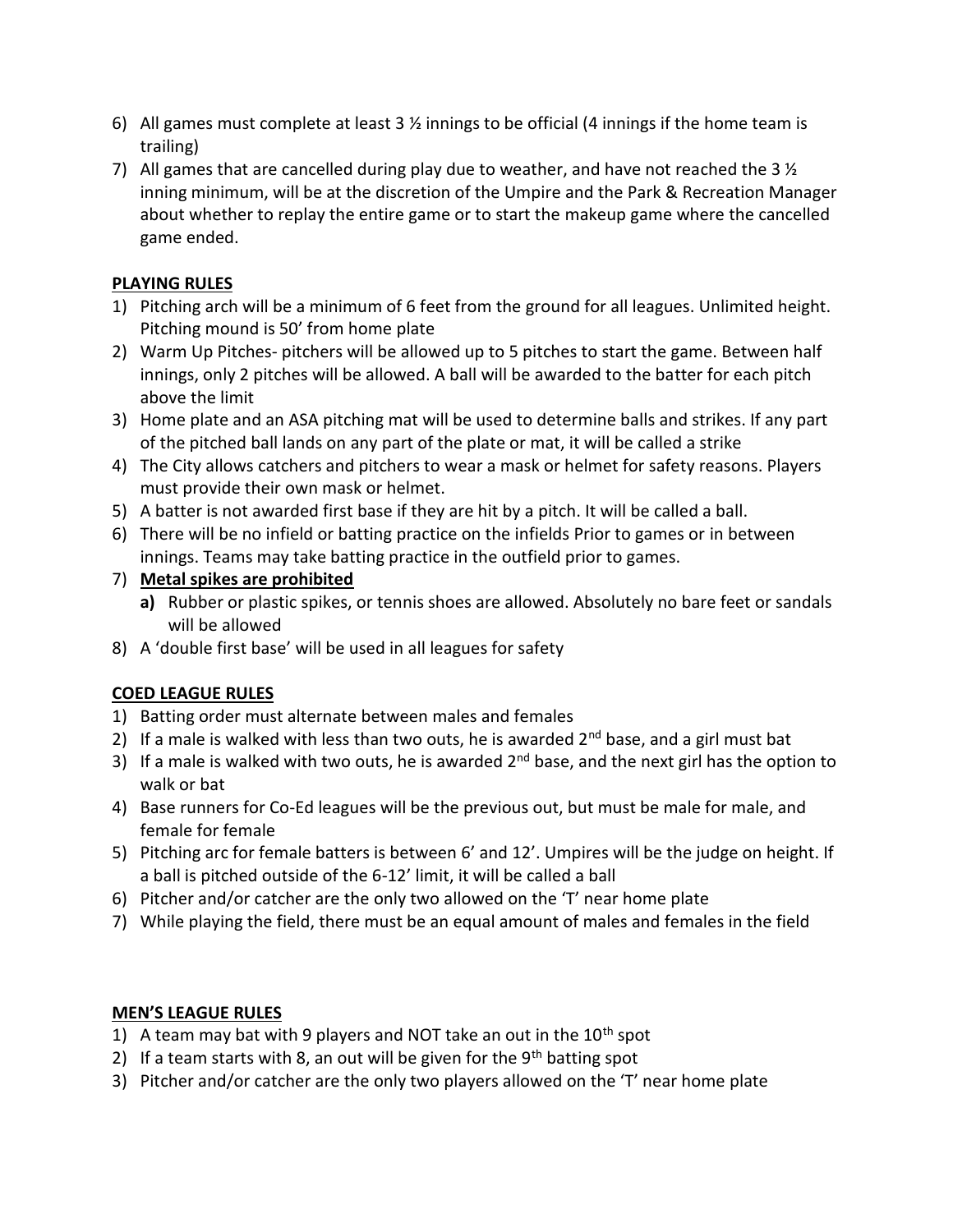6) All games must complete at least 3 ½ innings to be official (4 innings if the home team is trailing)
7) All games that are cancelled during play due to weather, and have not reached the 3 ½ inning minimum, will be at the discretion of the Umpire and the Park & Recreation Manager about whether to replay the entire game or to start the makeup game where the cancelled game ended.

**PLAYING RULES**

1) Pitching arch will be a minimum of 6 feet from the ground for all leagues. Unlimited height. Pitching mound is 50' from home plate
2) Warm Up Pitches- pitchers will be allowed up to 5 pitches to start the game. Between half innings, only 2 pitches will be allowed. A ball will be awarded to the batter for each pitch above the limit
3) Home plate and an ASA pitching mat will be used to determine balls and strikes. If any part of the pitched ball lands on any part of the plate or mat, it will be called a strike
4) The City allows catchers and pitchers to wear a mask or helmet for safety reasons. Players must provide their own mask or helmet.
5) A batter is not awarded first base if they are hit by a pitch. It will be called a ball.
6) There will be no infield or batting practice on the infields Prior to games or in between innings. Teams may take batting practice in the outfield prior to games.
7) **Metal spikes are prohibited**
   **a)** Rubber or plastic spikes, or tennis shoes are allowed. Absolutely no bare feet or sandals will be allowed
8) A 'double first base' will be used in all leagues for safety

**COED LEAGUE RULES**

1) Batting order must alternate between males and females
2) If a male is walked with less than two outs, he is awarded 2nd base, and a girl must bat
3) If a male is walked with two outs, he is awarded 2nd base, and the next girl has the option to walk or bat
4) Base runners for Co-Ed leagues will be the previous out, but must be male for male, and female for female
5) Pitching arc for female batters is between 6' and 12'. Umpires will be the judge on height. If a ball is pitched outside of the 6-12' limit, it will be called a ball
6) Pitcher and/or catcher are the only two allowed on the 'T' near home plate
7) While playing the field, there must be an equal amount of males and females in the field

**MEN'S LEAGUE RULES**

1) A team may bat with 9 players and NOT take an out in the 10th spot
2) If a team starts with 8, an out will be given for the 9th batting spot
3) Pitcher and/or catcher are the only two players allowed on the 'T' near home plate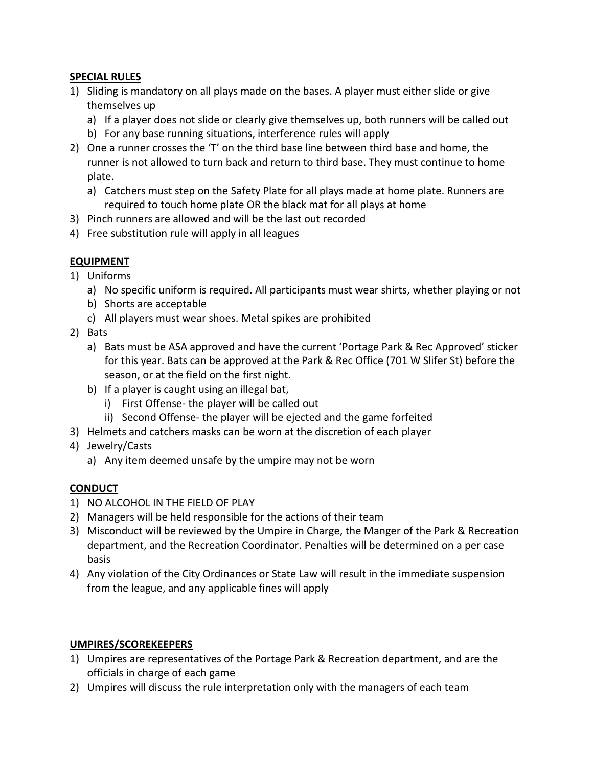**SPECIAL RULES**

1) Sliding is mandatory on all plays made on the bases. A player must either slide or give themselves up
   a) If a player does not slide or clearly give themselves up, both runners will be called out
   b) For any base running situations, interference rules will apply
2) One a runner crosses the 'T' on the third base line between third base and home, the runner is not allowed to turn back and return to third base. They must continue to home plate.
   a) Catchers must step on the Safety Plate for all plays made at home plate. Runners are required to touch home plate OR the black mat for all plays at home
3) Pinch runners are allowed and will be the last out recorded
4) Free substitution rule will apply in all leagues

**EQUIPMENT**

1) Uniforms
   a) No specific uniform is required. All participants must wear shirts, whether playing or not
   b) Shorts are acceptable
   c) All players must wear shoes. Metal spikes are prohibited
2) Bats
   a) Bats must be ASA approved and have the current 'Portage Park & Rec Approved' sticker for this year. Bats can be approved at the Park & Rec Office (701 W Slifer St) before the season, or at the field on the first night.
   b) If a player is caught using an illegal bat,
      i) First Offense- the player will be called out
      ii) Second Offense- the player will be ejected and the game forfeited
3) Helmets and catchers masks can be worn at the discretion of each player
4) Jewelry/Casts
   a) Any item deemed unsafe by the umpire may not be worn

**CONDUCT**

1) NO ALCOHOL IN THE FIELD OF PLAY
2) Managers will be held responsible for the actions of their team
3) Misconduct will be reviewed by the Umpire in Charge, the Manger of the Park & Recreation department, and the Recreation Coordinator. Penalties will be determined on a per case basis
4) Any violation of the City Ordinances or State Law will result in the immediate suspension from the league, and any applicable fines will apply

**UMPIRES/SCOREKEEPERS**

1) Umpires are representatives of the Portage Park & Recreation department, and are the officials in charge of each game
2) Umpires will discuss the rule interpretation only with the managers of each team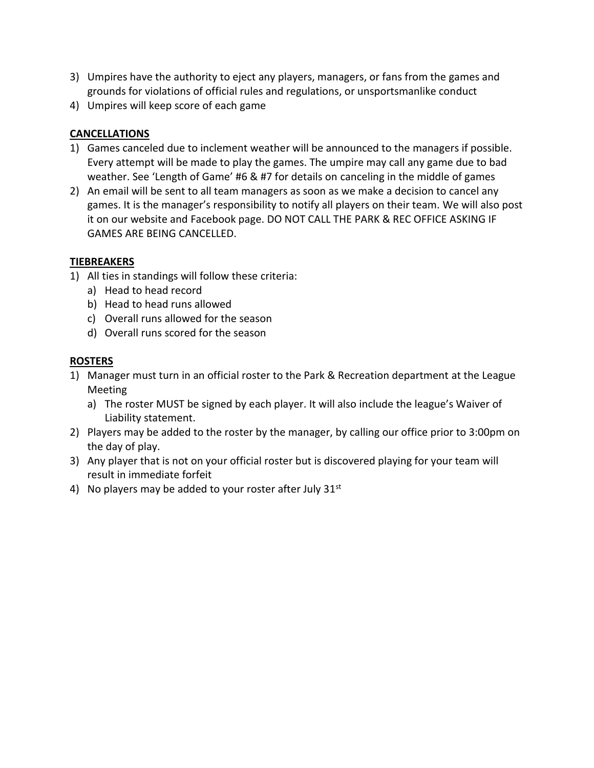3) Umpires have the authority to eject any players, managers, or fans from the games and grounds for violations of official rules and regulations, or unsportsmanlike conduct
4) Umpires will keep score of each game

## CANCELLATIONS

1) Games canceled due to inclement weather will be announced to the managers if possible. Every attempt will be made to play the games. The umpire may call any game due to bad weather. See 'Length of Game' #6 & #7 for details on canceling in the middle of games
2) An email will be sent to all team managers as soon as we make a decision to cancel any games. It is the manager's responsibility to notify all players on their team. We will also post it on our website and Facebook page. DO NOT CALL THE PARK & REC OFFICE ASKING IF GAMES ARE BEING CANCELLED.

## TIEBREAKERS

1) All ties in standings will follow these criteria:
   a) Head to head record
   b) Head to head runs allowed
   c) Overall runs allowed for the season
   d) Overall runs scored for the season

## ROSTERS

1) Manager must turn in an official roster to the Park & Recreation department at the League Meeting
   a) The roster MUST be signed by each player. It will also include the league's Waiver of Liability statement.
2) Players may be added to the roster by the manager, by calling our office prior to 3:00pm on the day of play.
3) Any player that is not on your official roster but is discovered playing for your team will result in immediate forfeit
4) No players may be added to your roster after July 31st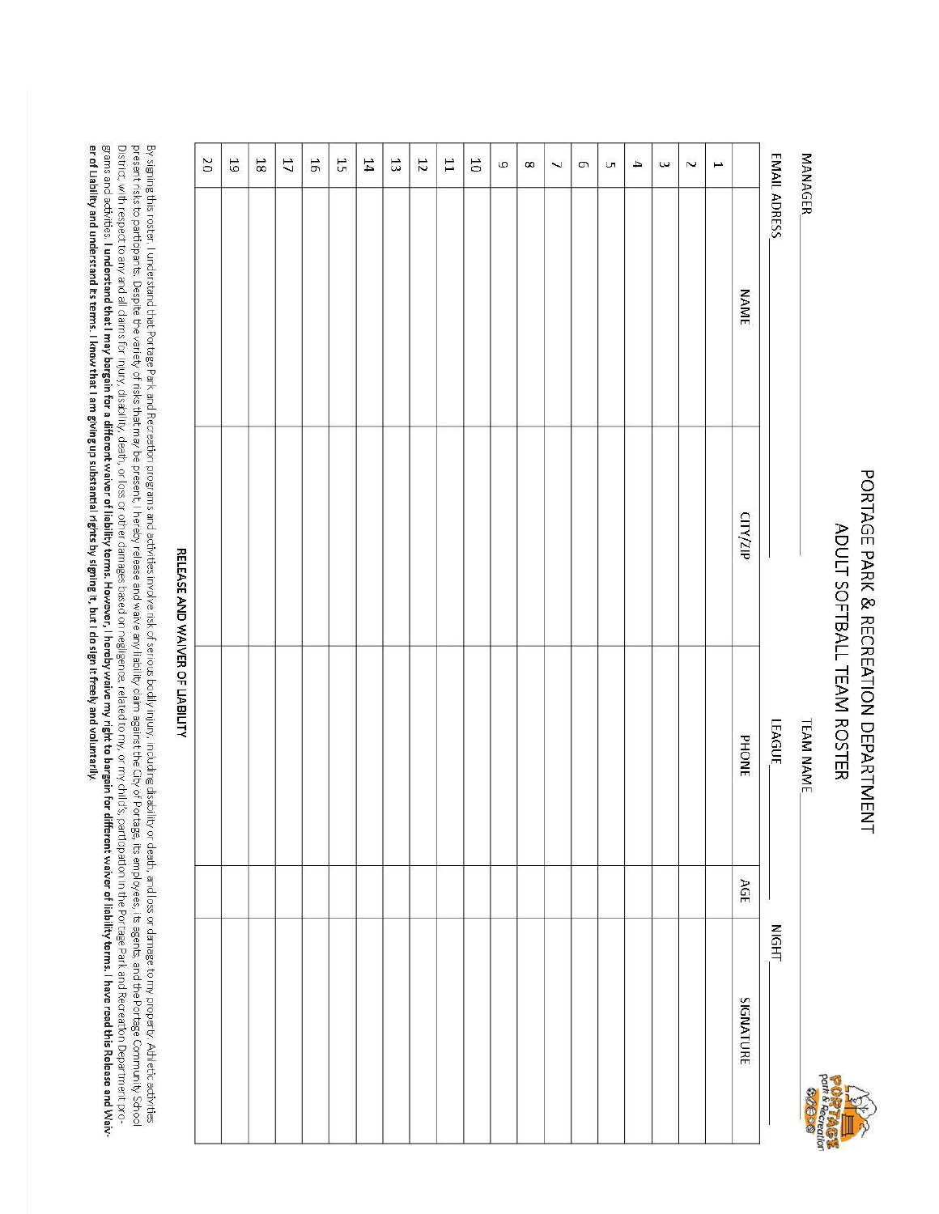# PORTAGE PARK & RECREATION DEPARTMENT

## ADULT SOFTBALL TEAM ROSTER

MANAGER ____________________ TEAM NAME ____________________

EMAIL ADRESS ____________________ LEAGUE ____________________ NIGHT ____________________

| | NAME | CITY/ZIP | PHONE | AGE | SIGNATURE |
|---|---|---|---|---|---|
| 1 | | | | | |
| 2 | | | | | |
| 3 | | | | | |
| 4 | | | | | |
| 5 | | | | | |
| 6 | | | | | |
| 7 | | | | | |
| 8 | | | | | |
| 9 | | | | | |
| 10 | | | | | |
| 11 | | | | | |
| 12 | | | | | |
| 13 | | | | | |
| 14 | | | | | |
| 15 | | | | | |
| 16 | | | | | |
| 17 | | | | | |
| 18 | | | | | |
| 19 | | | | | |
| 20 | | | | | |

**RELEASE AND WAIVER OF LIABILITY**

By signing this roster, I understand that Portage Park and Recreation programs and activities involve risk of serious bodily injury, including disability or death, and loss or damage to my property. Athletic activities present risks to participants. Despite the variety of risks that may be present, I hereby release and waive any liability claim against the City of Portage, its employees, its agents, and the Portage Community School District, with respect to any and all claims for injury, disability, death, or loss or other damages based on negligence, related to my, or my child's, participation in the Portage Park and Recreation Department programs and activities. **I understand that I may bargain for a different waiver of liability terms. However, I hereby waive my right to bargain for different waiver of liability terms. I have read this Release and Waiver of Liability and understand its terms. I know that I am giving up substantial rights by signing it, but I do sign it freely and voluntarily.**